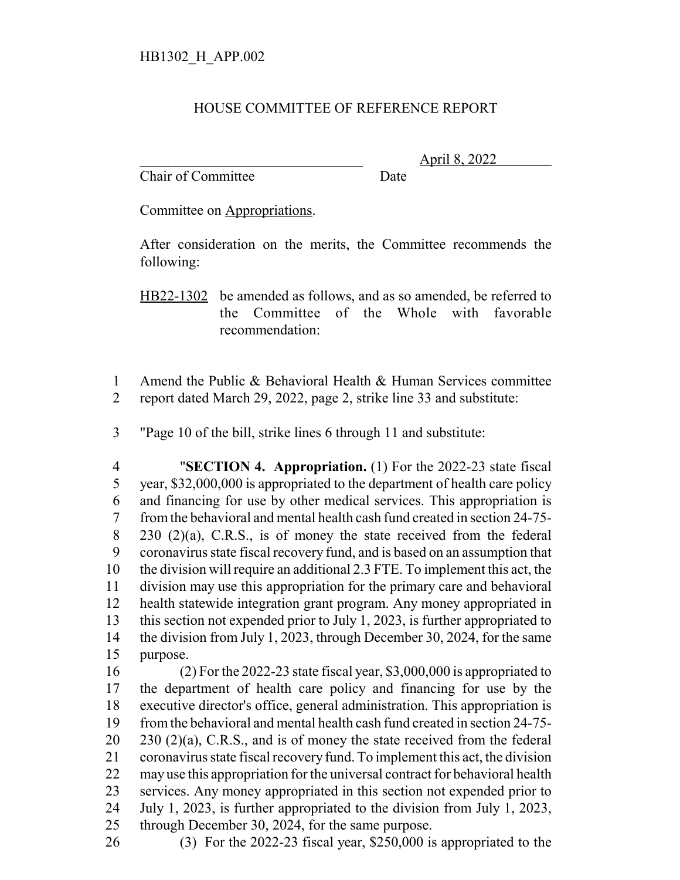HB1302_H_APP.002

# HOUSE COMMITTEE OF REFERENCE REPORT

_______________________________ April 8, 2022
Chair of Committee Date

Committee on Appropriations.

After consideration on the merits, the Committee recommends the following:

HB22-1302 be amended as follows, and as so amended, be referred to the Committee of the Whole with favorable recommendation:

1 Amend the Public & Behavioral Health & Human Services committee
2 report dated March 29, 2022, page 2, strike line 33 and substitute:

3 "Page 10 of the bill, strike lines 6 through 11 and substitute:

4 "**SECTION 4. Appropriation.** (1) For the 2022-23 state fiscal
5 year, $32,000,000 is appropriated to the department of health care policy
6 and financing for use by other medical services. This appropriation is
7 from the behavioral and mental health cash fund created in section 24-75-
8 230 (2)(a), C.R.S., is of money the state received from the federal
9 coronavirus state fiscal recovery fund, and is based on an assumption that
10 the division will require an additional 2.3 FTE. To implement this act, the
11 division may use this appropriation for the primary care and behavioral
12 health statewide integration grant program. Any money appropriated in
13 this section not expended prior to July 1, 2023, is further appropriated to
14 the division from July 1, 2023, through December 30, 2024, for the same
15 purpose.
16 (2) For the 2022-23 state fiscal year, $3,000,000 is appropriated to
17 the department of health care policy and financing for use by the
18 executive director's office, general administration. This appropriation is
19 from the behavioral and mental health cash fund created in section 24-75-
20 230 (2)(a), C.R.S., and is of money the state received from the federal
21 coronavirus state fiscal recovery fund. To implement this act, the division
22 may use this appropriation for the universal contract for behavioral health
23 services. Any money appropriated in this section not expended prior to
24 July 1, 2023, is further appropriated to the division from July 1, 2023,
25 through December 30, 2024, for the same purpose.
26 (3) For the 2022-23 fiscal year, $250,000 is appropriated to the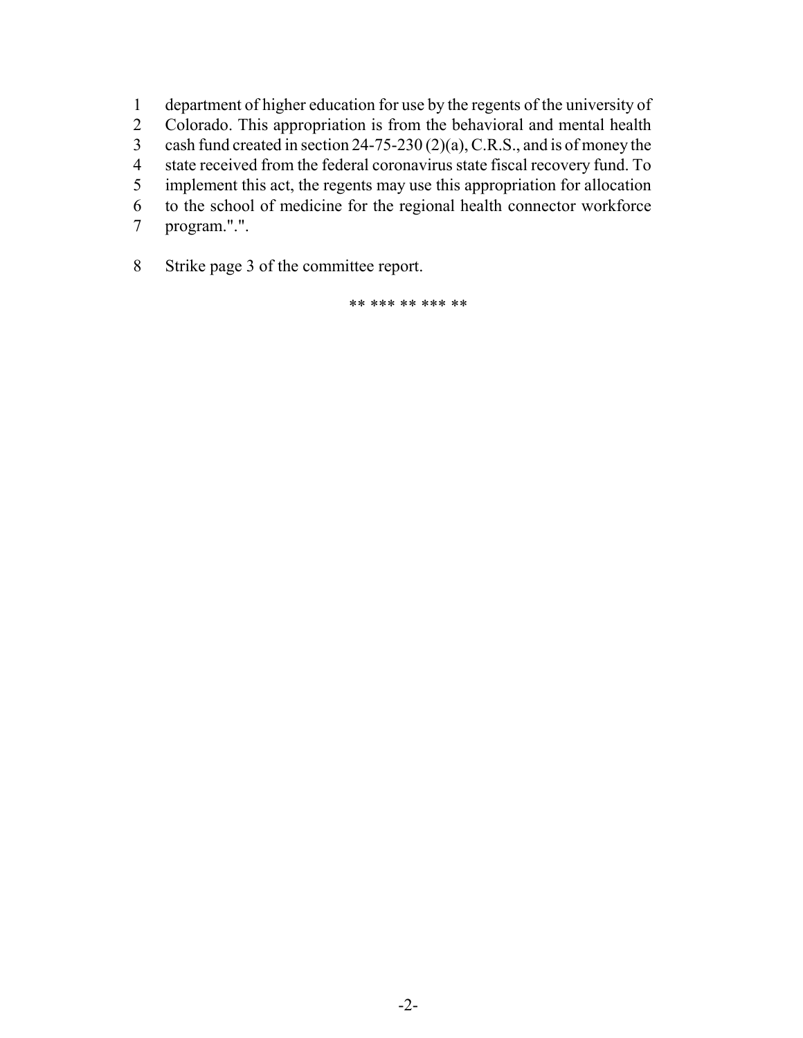department of higher education for use by the regents of the university of Colorado. This appropriation is from the behavioral and mental health cash fund created in section 24-75-230 (2)(a), C.R.S., and is of money the state received from the federal coronavirus state fiscal recovery fund. To implement this act, the regents may use this appropriation for allocation to the school of medicine for the regional health connector workforce program.".".

Strike page 3 of the committee report.

** *** ** *** **